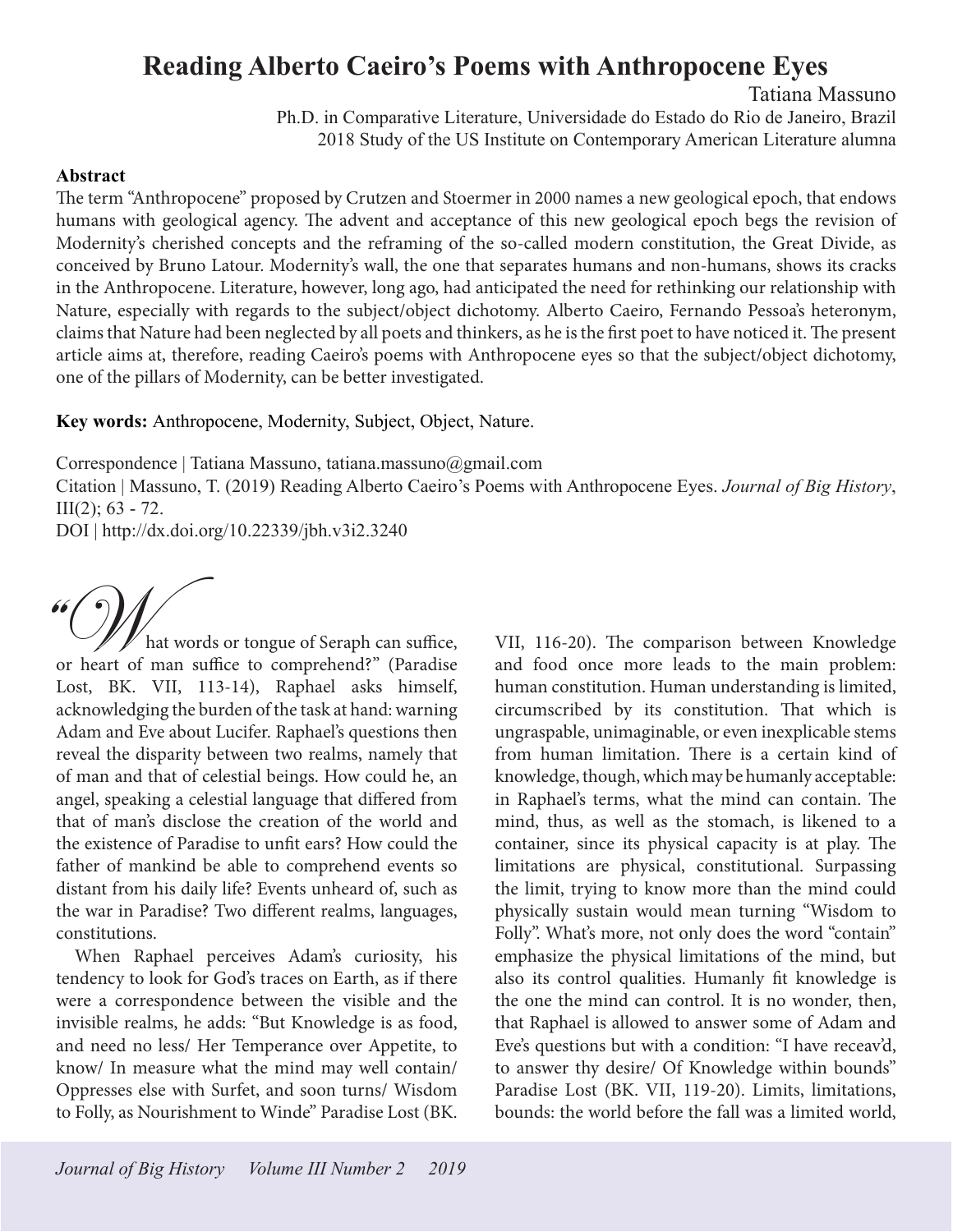# Reading Alberto Caeiro's Poems with Anthropocene Eyes

Tatiana Massuno

Ph.D. in Comparative Literature, Universidade do Estado do Rio de Janeiro, Brazil
2018 Study of the US Institute on Contemporary American Literature alumna

**Abstract**

The term "Anthropocene" proposed by Crutzen and Stoermer in 2000 names a new geological epoch, that endows humans with geological agency. The advent and acceptance of this new geological epoch begs the revision of Modernity's cherished concepts and the reframing of the so-called modern constitution, the Great Divide, as conceived by Bruno Latour. Modernity's wall, the one that separates humans and non-humans, shows its cracks in the Anthropocene. Literature, however, long ago, had anticipated the need for rethinking our relationship with Nature, especially with regards to the subject/object dichotomy. Alberto Caeiro, Fernando Pessoa's heteronym, claims that Nature had been neglected by all poets and thinkers, as he is the first poet to have noticed it. The present article aims at, therefore, reading Caeiro's poems with Anthropocene eyes so that the subject/object dichotomy, one of the pillars of Modernity, can be better investigated.

**Key words:** Anthropocene, Modernity, Subject, Object, Nature.

Correspondence | Tatiana Massuno, tatiana.massuno@gmail.com
Citation | Massuno, T. (2019) Reading Alberto Caeiro's Poems with Anthropocene Eyes. *Journal of Big History*, III(2); 63 - 72.
DOI | http://dx.doi.org/10.22339/jbh.v3i2.3240

"What words or tongue of Seraph can suffice, or heart of man suffice to comprehend?" (Paradise Lost, BK. VII, 113-14), Raphael asks himself, acknowledging the burden of the task at hand: warning Adam and Eve about Lucifer. Raphael's questions then reveal the disparity between two realms, namely that of man and that of celestial beings. How could he, an angel, speaking a celestial language that differed from that of man's disclose the creation of the world and the existence of Paradise to unfit ears? How could the father of mankind be able to comprehend events so distant from his daily life? Events unheard of, such as the war in Paradise? Two different realms, languages, constitutions.

When Raphael perceives Adam's curiosity, his tendency to look for God's traces on Earth, as if there were a correspondence between the visible and the invisible realms, he adds: "But Knowledge is as food, and need no less/ Her Temperance over Appetite, to know/ In measure what the mind may well contain/ Oppresses else with Surfet, and soon turns/ Wisdom to Folly, as Nourishment to Winde" Paradise Lost (BK. VII, 116-20). The comparison between Knowledge and food once more leads to the main problem: human constitution. Human understanding is limited, circumscribed by its constitution. That which is ungraspable, unimaginable, or even inexplicable stems from human limitation. There is a certain kind of knowledge, though, which may be humanly acceptable: in Raphael's terms, what the mind can contain. The mind, thus, as well as the stomach, is likened to a container, since its physical capacity is at play. The limitations are physical, constitutional. Surpassing the limit, trying to know more than the mind could physically sustain would mean turning "Wisdom to Folly". What's more, not only does the word "contain" emphasize the physical limitations of the mind, but also its control qualities. Humanly fit knowledge is the one the mind can control. It is no wonder, then, that Raphael is allowed to answer some of Adam and Eve's questions but with a condition: "I have receav'd, to answer thy desire/ Of Knowledge within bounds" Paradise Lost (BK. VII, 119-20). Limits, limitations, bounds: the world before the fall was a limited world,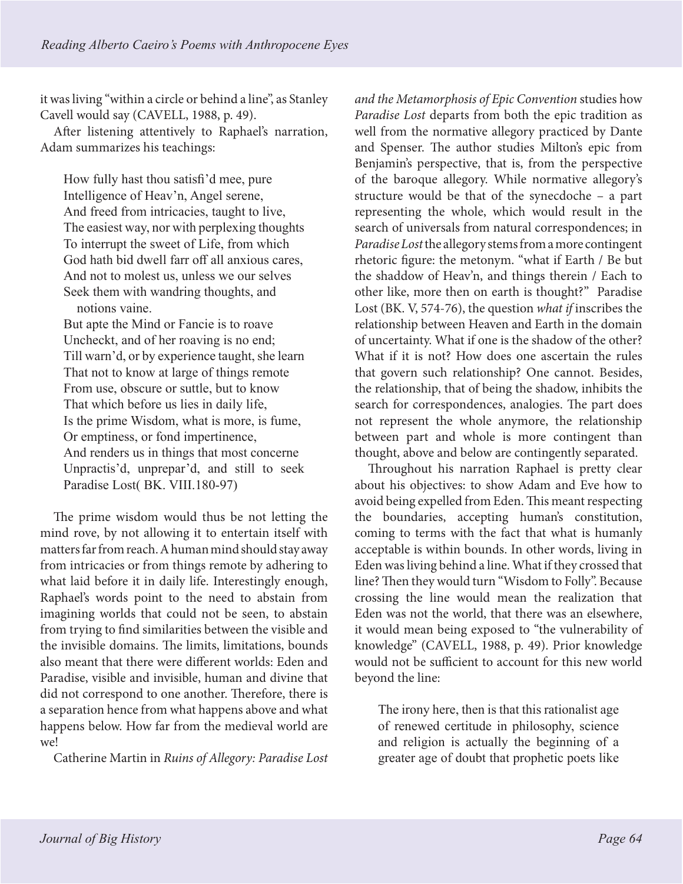it was living "within a circle or behind a line", as Stanley Cavell would say (CAVELL, 1988, p. 49).

After listening attentively to Raphael's narration, Adam summarizes his teachings:

> How fully hast thou satisfi'd mee, pure
> Intelligence of Heav'n, Angel serene,
> And freed from intricacies, taught to live,
> The easiest way, nor with perplexing thoughts
> To interrupt the sweet of Life, from which
> God hath bid dwell farr off all anxious cares,
> And not to molest us, unless we our selves
> Seek them with wandring thoughts, and notions vaine.
> But apte the Mind or Fancie is to roave
> Uncheckt, and of her roaving is no end;
> Till warn'd, or by experience taught, she learn
> That not to know at large of things remote
> From use, obscure or suttle, but to know
> That which before us lies in daily life,
> Is the prime Wisdom, what is more, is fume,
> Or emptiness, or fond impertinence,
> And renders us in things that most concerne
> Unpractis'd, unprepar'd, and still to seek
> Paradise Lost( BK. VIII.180-97)

The prime wisdom would thus be not letting the mind rove, by not allowing it to entertain itself with matters far from reach. A human mind should stay away from intricacies or from things remote by adhering to what laid before it in daily life. Interestingly enough, Raphael's words point to the need to abstain from imagining worlds that could not be seen, to abstain from trying to find similarities between the visible and the invisible domains. The limits, limitations, bounds also meant that there were different worlds: Eden and Paradise, visible and invisible, human and divine that did not correspond to one another. Therefore, there is a separation hence from what happens above and what happens below. How far from the medieval world are we!

Catherine Martin in *Ruins of Allegory: Paradise Lost and the Metamorphosis of Epic Convention* studies how *Paradise Lost* departs from both the epic tradition as well from the normative allegory practiced by Dante and Spenser. The author studies Milton's epic from Benjamin's perspective, that is, from the perspective of the baroque allegory. While normative allegory's structure would be that of the synecdoche – a part representing the whole, which would result in the search of universals from natural correspondences; in *Paradise Lost* the allegory stems from a more contingent rhetoric figure: the metonym. "what if Earth / Be but the shaddow of Heav'n, and things therein / Each to other like, more then on earth is thought?" Paradise Lost (BK. V, 574-76), the question *what if* inscribes the relationship between Heaven and Earth in the domain of uncertainty. What if one is the shadow of the other? What if it is not? How does one ascertain the rules that govern such relationship? One cannot. Besides, the relationship, that of being the shadow, inhibits the search for correspondences, analogies. The part does not represent the whole anymore, the relationship between part and whole is more contingent than thought, above and below are contingently separated.

Throughout his narration Raphael is pretty clear about his objectives: to show Adam and Eve how to avoid being expelled from Eden. This meant respecting the boundaries, accepting human's constitution, coming to terms with the fact that what is humanly acceptable is within bounds. In other words, living in Eden was living behind a line. What if they crossed that line? Then they would turn "Wisdom to Folly". Because crossing the line would mean the realization that Eden was not the world, that there was an elsewhere, it would mean being exposed to "the vulnerability of knowledge" (CAVELL, 1988, p. 49). Prior knowledge would not be sufficient to account for this new world beyond the line:

> The irony here, then is that this rationalist age of renewed certitude in philosophy, science and religion is actually the beginning of a greater age of doubt that prophetic poets like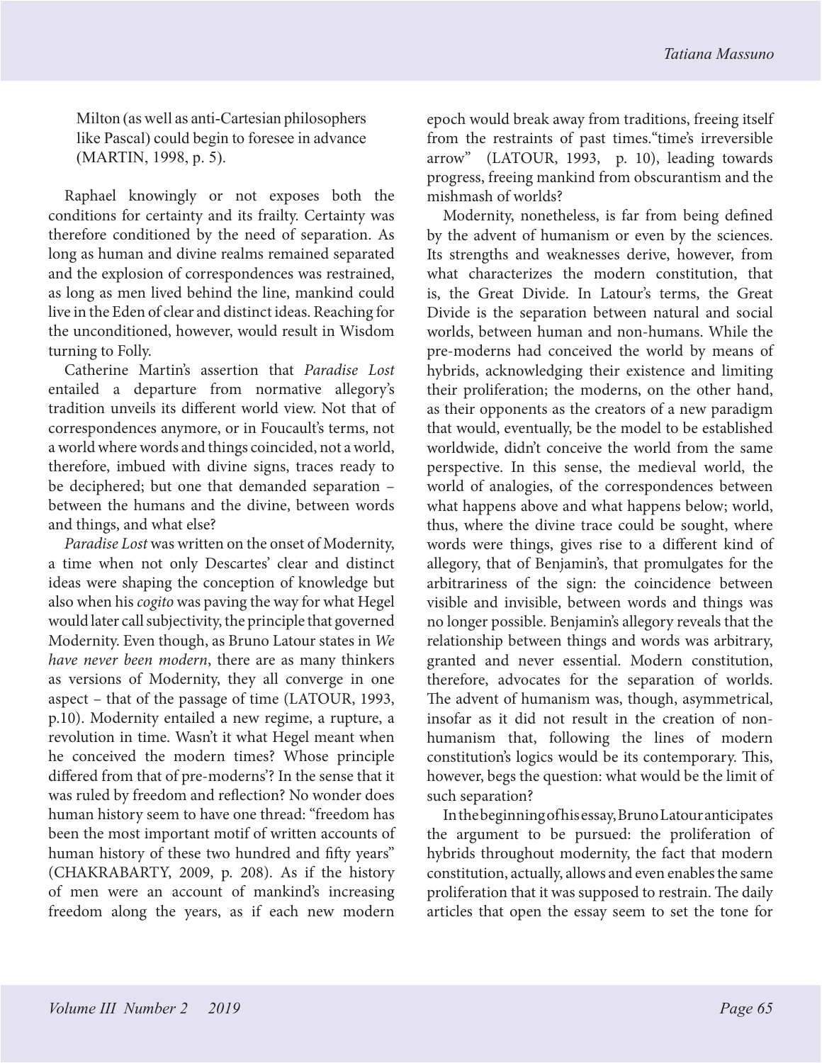> Milton (as well as anti-Cartesian philosophers like Pascal) could begin to foresee in advance (MARTIN, 1998, p. 5).

Raphael knowingly or not exposes both the conditions for certainty and its frailty. Certainty was therefore conditioned by the need of separation. As long as human and divine realms remained separated and the explosion of correspondences was restrained, as long as men lived behind the line, mankind could live in the Eden of clear and distinct ideas. Reaching for the unconditioned, however, would result in Wisdom turning to Folly.

Catherine Martin's assertion that *Paradise Lost* entailed a departure from normative allegory's tradition unveils its different world view. Not that of correspondences anymore, or in Foucault's terms, not a world where words and things coincided, not a world, therefore, imbued with divine signs, traces ready to be deciphered; but one that demanded separation – between the humans and the divine, between words and things, and what else?

*Paradise Lost* was written on the onset of Modernity, a time when not only Descartes' clear and distinct ideas were shaping the conception of knowledge but also when his *cogito* was paving the way for what Hegel would later call subjectivity, the principle that governed Modernity. Even though, as Bruno Latour states in *We have never been modern*, there are as many thinkers as versions of Modernity, they all converge in one aspect – that of the passage of time (LATOUR, 1993, p.10). Modernity entailed a new regime, a rupture, a revolution in time. Wasn't it what Hegel meant when he conceived the modern times? Whose principle differed from that of pre-moderns'? In the sense that it was ruled by freedom and reflection? No wonder does human history seem to have one thread: "freedom has been the most important motif of written accounts of human history of these two hundred and fifty years" (CHAKRABARTY, 2009, p. 208). As if the history of men were an account of mankind's increasing freedom along the years, as if each new modern epoch would break away from traditions, freeing itself from the restraints of past times."time's irreversible arrow" (LATOUR, 1993, p. 10), leading towards progress, freeing mankind from obscurantism and the mishmash of worlds?

Modernity, nonetheless, is far from being defined by the advent of humanism or even by the sciences. Its strengths and weaknesses derive, however, from what characterizes the modern constitution, that is, the Great Divide. In Latour's terms, the Great Divide is the separation between natural and social worlds, between human and non-humans. While the pre-moderns had conceived the world by means of hybrids, acknowledging their existence and limiting their proliferation; the moderns, on the other hand, as their opponents as the creators of a new paradigm that would, eventually, be the model to be established worldwide, didn't conceive the world from the same perspective. In this sense, the medieval world, the world of analogies, of the correspondences between what happens above and what happens below; world, thus, where the divine trace could be sought, where words were things, gives rise to a different kind of allegory, that of Benjamin's, that promulgates for the arbitrariness of the sign: the coincidence between visible and invisible, between words and things was no longer possible. Benjamin's allegory reveals that the relationship between things and words was arbitrary, granted and never essential. Modern constitution, therefore, advocates for the separation of worlds. The advent of humanism was, though, asymmetrical, insofar as it did not result in the creation of non-humanism that, following the lines of modern constitution's logics would be its contemporary. This, however, begs the question: what would be the limit of such separation?

In the beginning of his essay, Bruno Latour anticipates the argument to be pursued: the proliferation of hybrids throughout modernity, the fact that modern constitution, actually, allows and even enables the same proliferation that it was supposed to restrain. The daily articles that open the essay seem to set the tone for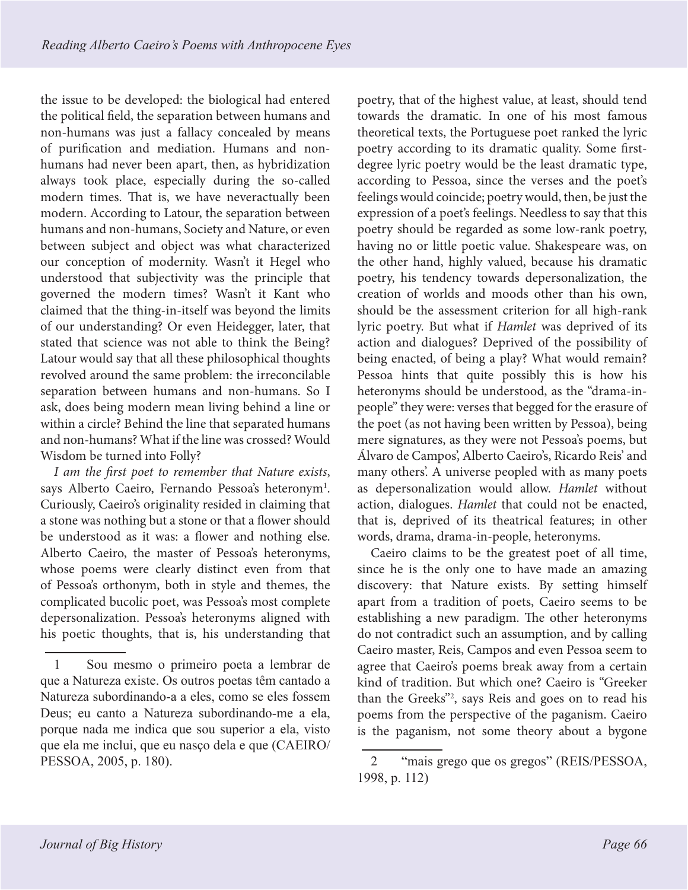the issue to be developed: the biological had entered the political field, the separation between humans and non-humans was just a fallacy concealed by means of purification and mediation. Humans and non-humans had never been apart, then, as hybridization always took place, especially during the so-called modern times. That is, we have neveractually been modern. According to Latour, the separation between humans and non-humans, Society and Nature, or even between subject and object was what characterized our conception of modernity. Wasn't it Hegel who understood that subjectivity was the principle that governed the modern times? Wasn't it Kant who claimed that the thing-in-itself was beyond the limits of our understanding? Or even Heidegger, later, that stated that science was not able to think the Being? Latour would say that all these philosophical thoughts revolved around the same problem: the irreconcilable separation between humans and non-humans. So I ask, does being modern mean living behind a line or within a circle? Behind the line that separated humans and non-humans? What if the line was crossed? Would Wisdom be turned into Folly?

*I am the first poet to remember that Nature exists*, says Alberto Caeiro, Fernando Pessoa's heteronym[1]. Curiously, Caeiro's originality resided in claiming that a stone was nothing but a stone or that a flower should be understood as it was: a flower and nothing else. Alberto Caeiro, the master of Pessoa's heteronyms, whose poems were clearly distinct even from that of Pessoa's orthonym, both in style and themes, the complicated bucolic poet, was Pessoa's most complete depersonalization. Pessoa's heteronyms aligned with his poetic thoughts, that is, his understanding that poetry, that of the highest value, at least, should tend towards the dramatic. In one of his most famous theoretical texts, the Portuguese poet ranked the lyric poetry according to its dramatic quality. Some first-degree lyric poetry would be the least dramatic type, according to Pessoa, since the verses and the poet's feelings would coincide; poetry would, then, be just the expression of a poet's feelings. Needless to say that this poetry should be regarded as some low-rank poetry, having no or little poetic value. Shakespeare was, on the other hand, highly valued, because his dramatic poetry, his tendency towards depersonalization, the creation of worlds and moods other than his own, should be the assessment criterion for all high-rank lyric poetry. But what if *Hamlet* was deprived of its action and dialogues? Deprived of the possibility of being enacted, of being a play? What would remain? Pessoa hints that quite possibly this is how his heteronyms should be understood, as the "drama-in-people" they were: verses that begged for the erasure of the poet (as not having been written by Pessoa), being mere signatures, as they were not Pessoa's poems, but Álvaro de Campos', Alberto Caeiro's, Ricardo Reis' and many others'. A universe peopled with as many poets as depersonalization would allow. *Hamlet* without action, dialogues. *Hamlet* that could not be enacted, that is, deprived of its theatrical features; in other words, drama, drama-in-people, heteronyms.

Caeiro claims to be the greatest poet of all time, since he is the only one to have made an amazing discovery: that Nature exists. By setting himself apart from a tradition of poets, Caeiro seems to be establishing a new paradigm. The other heteronyms do not contradict such an assumption, and by calling Caeiro master, Reis, Campos and even Pessoa seem to agree that Caeiro's poems break away from a certain kind of tradition. But which one? Caeiro is "Greeker than the Greeks"[2], says Reis and goes on to read his poems from the perspective of the paganism. Caeiro is the paganism, not some theory about a bygone

---

1 Sou mesmo o primeiro poeta a lembrar de que a Natureza existe. Os outros poetas têm cantado a Natureza subordinando-a a eles, como se eles fossem Deus; eu canto a Natureza subordinando-me a ela, porque nada me indica que sou superior a ela, visto que ela me inclui, que eu nasço dela e que (CAEIRO/PESSOA, 2005, p. 180).

2 "mais grego que os gregos" (REIS/PESSOA, 1998, p. 112)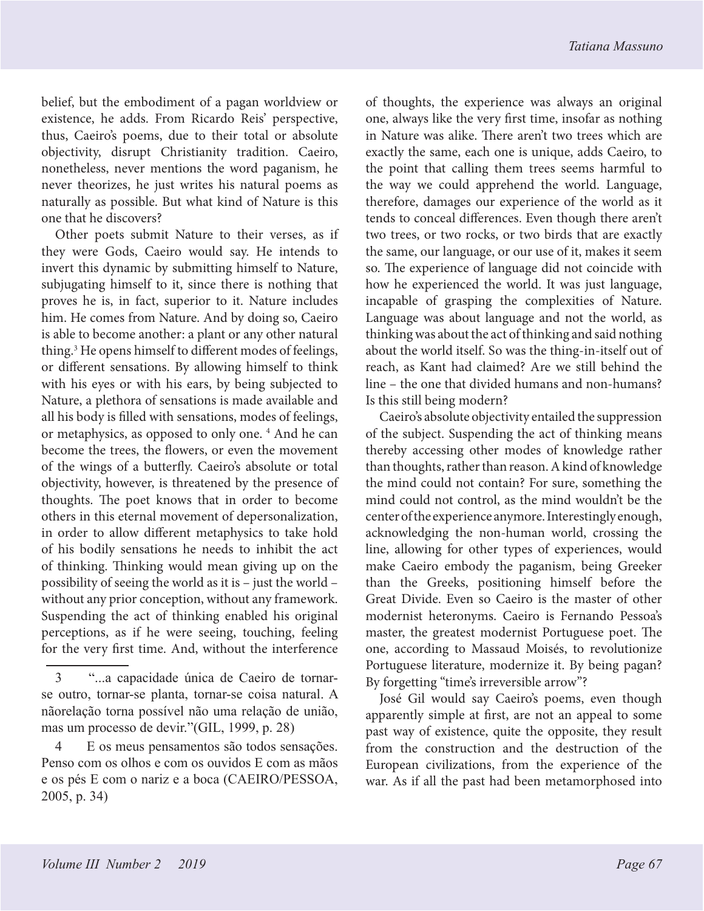belief, but the embodiment of a pagan worldview or existence, he adds. From Ricardo Reis' perspective, thus, Caeiro's poems, due to their total or absolute objectivity, disrupt Christianity tradition. Caeiro, nonetheless, never mentions the word paganism, he never theorizes, he just writes his natural poems as naturally as possible. But what kind of Nature is this one that he discovers?

Other poets submit Nature to their verses, as if they were Gods, Caeiro would say. He intends to invert this dynamic by submitting himself to Nature, subjugating himself to it, since there is nothing that proves he is, in fact, superior to it. Nature includes him. He comes from Nature. And by doing so, Caeiro is able to become another: a plant or any other natural thing.[3] He opens himself to different modes of feelings, or different sensations. By allowing himself to think with his eyes or with his ears, by being subjected to Nature, a plethora of sensations is made available and all his body is filled with sensations, modes of feelings, or metaphysics, as opposed to only one. [4] And he can become the trees, the flowers, or even the movement of the wings of a butterfly. Caeiro's absolute or total objectivity, however, is threatened by the presence of thoughts. The poet knows that in order to become others in this eternal movement of depersonalization, in order to allow different metaphysics to take hold of his bodily sensations he needs to inhibit the act of thinking. Thinking would mean giving up on the possibility of seeing the world as it is – just the world – without any prior conception, without any framework. Suspending the act of thinking enabled his original perceptions, as if he were seeing, touching, feeling for the very first time. And, without the interference of thoughts, the experience was always an original one, always like the very first time, insofar as nothing in Nature was alike. There aren't two trees which are exactly the same, each one is unique, adds Caeiro, to the point that calling them trees seems harmful to the way we could apprehend the world. Language, therefore, damages our experience of the world as it tends to conceal differences. Even though there aren't two trees, or two rocks, or two birds that are exactly the same, our language, or our use of it, makes it seem so. The experience of language did not coincide with how he experienced the world. It was just language, incapable of grasping the complexities of Nature. Language was about language and not the world, as thinking was about the act of thinking and said nothing about the world itself. So was the thing-in-itself out of reach, as Kant had claimed? Are we still behind the line – the one that divided humans and non-humans? Is this still being modern?

Caeiro's absolute objectivity entailed the suppression of the subject. Suspending the act of thinking means thereby accessing other modes of knowledge rather than thoughts, rather than reason. A kind of knowledge the mind could not contain? For sure, something the mind could not control, as the mind wouldn't be the center of the experience anymore. Interestingly enough, acknowledging the non-human world, crossing the line, allowing for other types of experiences, would make Caeiro embody the paganism, being Greeker than the Greeks, positioning himself before the Great Divide. Even so Caeiro is the master of other modernist heteronyms. Caeiro is Fernando Pessoa's master, the greatest modernist Portuguese poet. The one, according to Massaud Moisés, to revolutionize Portuguese literature, modernize it. By being pagan? By forgetting "time's irreversible arrow"?

José Gil would say Caeiro's poems, even though apparently simple at first, are not an appeal to some past way of existence, quite the opposite, they result from the construction and the destruction of the European civilizations, from the experience of the war. As if all the past had been metamorphosed into

---

3 "...a capacidade única de Caeiro de tornar-se outro, tornar-se planta, tornar-se coisa natural. A nãorelação torna possível não uma relação de união, mas um processo de devir."(GIL, 1999, p. 28)

4 E os meus pensamentos são todos sensações. Penso com os olhos e com os ouvidos E com as mãos e os pés E com o nariz e a boca (CAEIRO/PESSOA, 2005, p. 34)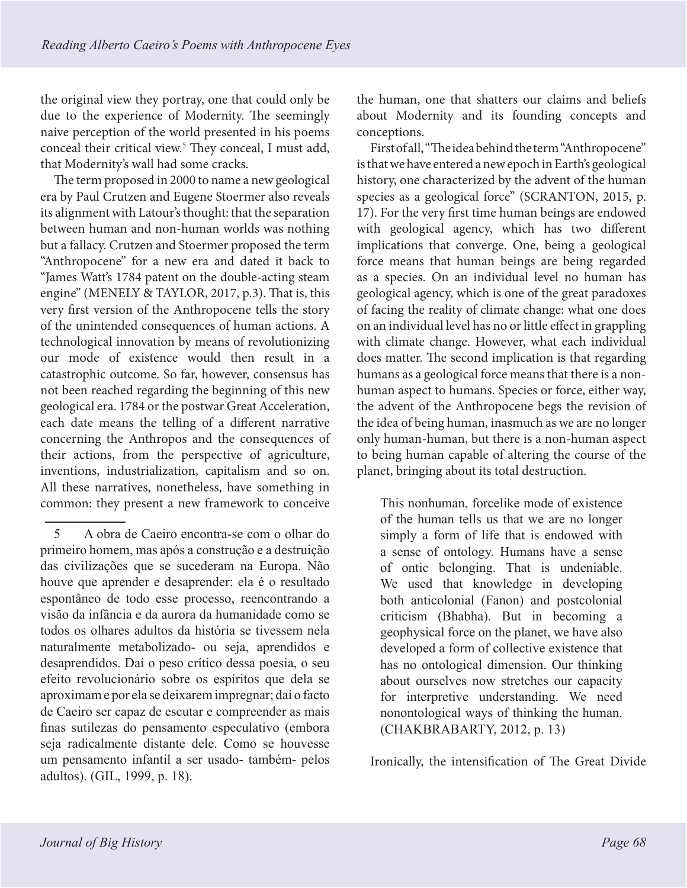the original view they portray, one that could only be due to the experience of Modernity. The seemingly naive perception of the world presented in his poems conceal their critical view.[5] They conceal, I must add, that Modernity's wall had some cracks.

The term proposed in 2000 to name a new geological era by Paul Crutzen and Eugene Stoermer also reveals its alignment with Latour's thought: that the separation between human and non-human worlds was nothing but a fallacy. Crutzen and Stoermer proposed the term "Anthropocene" for a new era and dated it back to "James Watt's 1784 patent on the double-acting steam engine" (MENELY & TAYLOR, 2017, p.3). That is, this very first version of the Anthropocene tells the story of the unintended consequences of human actions. A technological innovation by means of revolutionizing our mode of existence would then result in a catastrophic outcome. So far, however, consensus has not been reached regarding the beginning of this new geological era. 1784 or the postwar Great Acceleration, each date means the telling of a different narrative concerning the Anthropos and the consequences of their actions, from the perspective of agriculture, inventions, industrialization, capitalism and so on. All these narratives, nonetheless, have something in common: they present a new framework to conceive the human, one that shatters our claims and beliefs about Modernity and its founding concepts and conceptions.

First of all, "The idea behind the term "Anthropocene" is that we have entered a new epoch in Earth's geological history, one characterized by the advent of the human species as a geological force" (SCRANTON, 2015, p. 17). For the very first time human beings are endowed with geological agency, which has two different implications that converge. One, being a geological force means that human beings are being regarded as a species. On an individual level no human has geological agency, which is one of the great paradoxes of facing the reality of climate change: what one does on an individual level has no or little effect in grappling with climate change. However, what each individual does matter. The second implication is that regarding humans as a geological force means that there is a non-human aspect to humans. Species or force, either way, the advent of the Anthropocene begs the revision of the idea of being human, inasmuch as we are no longer only human-human, but there is a non-human aspect to being human capable of altering the course of the planet, bringing about its total destruction.

> This nonhuman, forcelike mode of existence of the human tells us that we are no longer simply a form of life that is endowed with a sense of ontology. Humans have a sense of ontic belonging. That is undeniable. We used that knowledge in developing both anticolonial (Fanon) and postcolonial criticism (Bhabha). But in becoming a geophysical force on the planet, we have also developed a form of collective existence that has no ontological dimension. Our thinking about ourselves now stretches our capacity for interpretive understanding. We need nonontological ways of thinking the human. (CHAKBRABARTY, 2012, p. 13)

Ironically, the intensification of The Great Divide

---

[5] A obra de Caeiro encontra-se com o olhar do primeiro homem, mas após a construção e a destruição das civilizações que se sucederam na Europa. Não houve que aprender e desaprender: ela é o resultado espontâneo de todo esse processo, reencontrando a visão da infância e da aurora da humanidade como se todos os olhares adultos da história se tivessem nela naturalmente metabolizado- ou seja, aprendidos e desaprendidos. Daí o peso crítico dessa poesia, o seu efeito revolucionário sobre os espíritos que dela se aproximam e por ela se deixarem impregnar; daí o facto de Caeiro ser capaz de escutar e compreender as mais finas sutilezas do pensamento especulativo (embora seja radicalmente distante dele. Como se houvesse um pensamento infantil a ser usado- também- pelos adultos). (GIL, 1999, p. 18).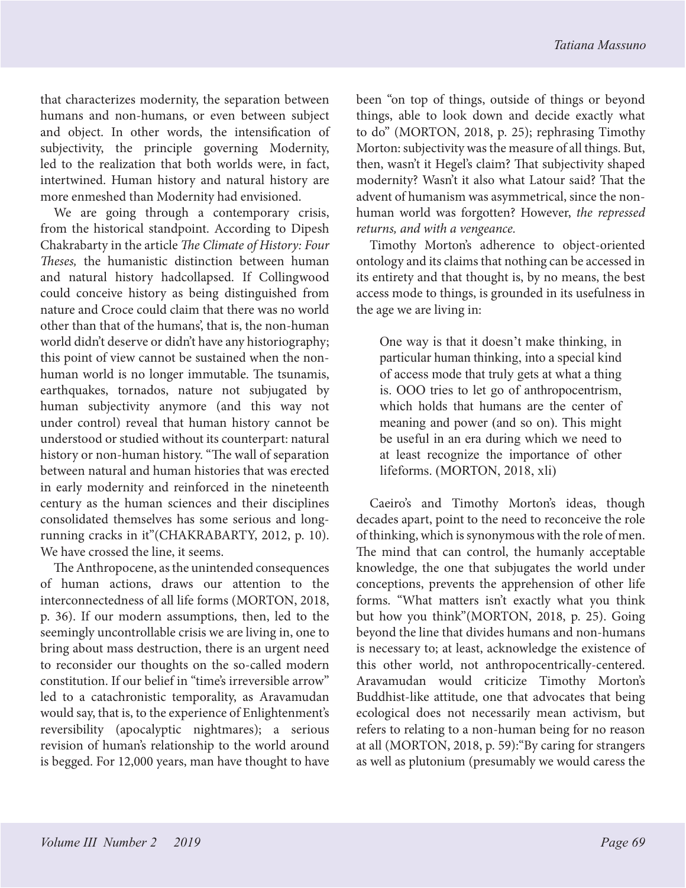that characterizes modernity, the separation between humans and non-humans, or even between subject and object. In other words, the intensification of subjectivity, the principle governing Modernity, led to the realization that both worlds were, in fact, intertwined. Human history and natural history are more enmeshed than Modernity had envisioned.

We are going through a contemporary crisis, from the historical standpoint. According to Dipesh Chakrabarty in the article *The Climate of History: Four Theses,* the humanistic distinction between human and natural history hadcollapsed. If Collingwood could conceive history as being distinguished from nature and Croce could claim that there was no world other than that of the humans', that is, the non-human world didn't deserve or didn't have any historiography; this point of view cannot be sustained when the non-human world is no longer immutable. The tsunamis, earthquakes, tornados, nature not subjugated by human subjectivity anymore (and this way not under control) reveal that human history cannot be understood or studied without its counterpart: natural history or non-human history. "The wall of separation between natural and human histories that was erected in early modernity and reinforced in the nineteenth century as the human sciences and their disciplines consolidated themselves has some serious and long-running cracks in it"(CHAKRABARTY, 2012, p. 10). We have crossed the line, it seems.

The Anthropocene, as the unintended consequences of human actions, draws our attention to the interconnectedness of all life forms (MORTON, 2018, p. 36). If our modern assumptions, then, led to the seemingly uncontrollable crisis we are living in, one to bring about mass destruction, there is an urgent need to reconsider our thoughts on the so-called modern constitution. If our belief in "time's irreversible arrow" led to a catachronistic temporality, as Aravamudan would say, that is, to the experience of Enlightenment's reversibility (apocalyptic nightmares); a serious revision of human's relationship to the world around is begged. For 12,000 years, man have thought to have been "on top of things, outside of things or beyond things, able to look down and decide exactly what to do" (MORTON, 2018, p. 25); rephrasing Timothy Morton: subjectivity was the measure of all things. But, then, wasn't it Hegel's claim? That subjectivity shaped modernity? Wasn't it also what Latour said? That the advent of humanism was asymmetrical, since the non-human world was forgotten? However, *the repressed returns, and with a vengeance.*

Timothy Morton's adherence to object-oriented ontology and its claims that nothing can be accessed in its entirety and that thought is, by no means, the best access mode to things, is grounded in its usefulness in the age we are living in:

> One way is that it doesn't make thinking, in particular human thinking, into a special kind of access mode that truly gets at what a thing is. OOO tries to let go of anthropocentrism, which holds that humans are the center of meaning and power (and so on). This might be useful in an era during which we need to at least recognize the importance of other lifeforms. (MORTON, 2018, xli)

Caeiro's and Timothy Morton's ideas, though decades apart, point to the need to reconceive the role of thinking, which is synonymous with the role of men. The mind that can control, the humanly acceptable knowledge, the one that subjugates the world under conceptions, prevents the apprehension of other life forms. "What matters isn't exactly what you think but how you think"(MORTON, 2018, p. 25). Going beyond the line that divides humans and non-humans is necessary to; at least, acknowledge the existence of this other world, not anthropocentrically-centered. Aravamudan would criticize Timothy Morton's Buddhist-like attitude, one that advocates that being ecological does not necessarily mean activism, but refers to relating to a non-human being for no reason at all (MORTON, 2018, p. 59):"By caring for strangers as well as plutonium (presumably we would caress the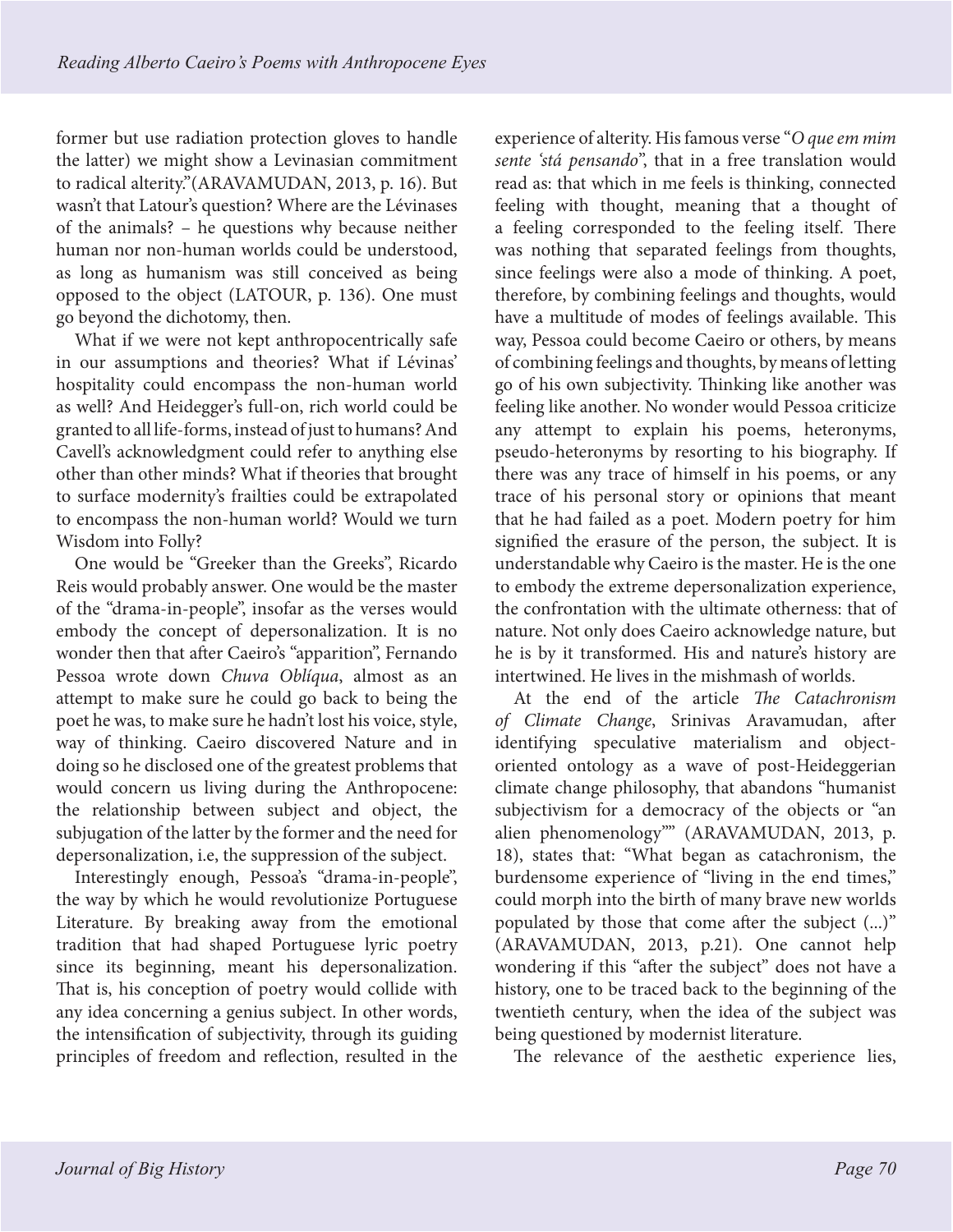former but use radiation protection gloves to handle the latter) we might show a Levinasian commitment to radical alterity." (ARAVAMUDAN, 2013, p. 16). But wasn't that Latour's question? Where are the Lévinases of the animals? – he questions why because neither human nor non-human worlds could be understood, as long as humanism was still conceived as being opposed to the object (LATOUR, p. 136). One must go beyond the dichotomy, then.

What if we were not kept anthropocentrically safe in our assumptions and theories? What if Lévinas' hospitality could encompass the non-human world as well? And Heidegger's full-on, rich world could be granted to all life-forms, instead of just to humans? And Cavell's acknowledgment could refer to anything else other than other minds? What if theories that brought to surface modernity's frailties could be extrapolated to encompass the non-human world? Would we turn Wisdom into Folly?

One would be "Greeker than the Greeks", Ricardo Reis would probably answer. One would be the master of the "drama-in-people", insofar as the verses would embody the concept of depersonalization. It is no wonder then that after Caeiro's "apparition", Fernando Pessoa wrote down *Chuva Oblíqua*, almost as an attempt to make sure he could go back to being the poet he was, to make sure he hadn't lost his voice, style, way of thinking. Caeiro discovered Nature and in doing so he disclosed one of the greatest problems that would concern us living during the Anthropocene: the relationship between subject and object, the subjugation of the latter by the former and the need for depersonalization, i.e, the suppression of the subject.

Interestingly enough, Pessoa's "drama-in-people", the way by which he would revolutionize Portuguese Literature. By breaking away from the emotional tradition that had shaped Portuguese lyric poetry since its beginning, meant his depersonalization. That is, his conception of poetry would collide with any idea concerning a genius subject. In other words, the intensification of subjectivity, through its guiding principles of freedom and reflection, resulted in the experience of alterity. His famous verse "*O que em mim sente 'stá pensando*", that in a free translation would read as: that which in me feels is thinking, connected feeling with thought, meaning that a thought of a feeling corresponded to the feeling itself. There was nothing that separated feelings from thoughts, since feelings were also a mode of thinking. A poet, therefore, by combining feelings and thoughts, would have a multitude of modes of feelings available. This way, Pessoa could become Caeiro or others, by means of combining feelings and thoughts, by means of letting go of his own subjectivity. Thinking like another was feeling like another. No wonder would Pessoa criticize any attempt to explain his poems, heteronyms, pseudo-heteronyms by resorting to his biography. If there was any trace of himself in his poems, or any trace of his personal story or opinions that meant that he had failed as a poet. Modern poetry for him signified the erasure of the person, the subject. It is understandable why Caeiro is the master. He is the one to embody the extreme depersonalization experience, the confrontation with the ultimate otherness: that of nature. Not only does Caeiro acknowledge nature, but he is by it transformed. His and nature's history are intertwined. He lives in the mishmash of worlds.

At the end of the article *The Catachronism of Climate Change*, Srinivas Aravamudan, after identifying speculative materialism and object-oriented ontology as a wave of post-Heideggerian climate change philosophy, that abandons "humanist subjectivism for a democracy of the objects or "an alien phenomenology"" (ARAVAMUDAN, 2013, p. 18), states that: "What began as catachronism, the burdensome experience of "living in the end times," could morph into the birth of many brave new worlds populated by those that come after the subject (...)" (ARAVAMUDAN, 2013, p.21). One cannot help wondering if this "after the subject" does not have a history, one to be traced back to the beginning of the twentieth century, when the idea of the subject was being questioned by modernist literature.

The relevance of the aesthetic experience lies,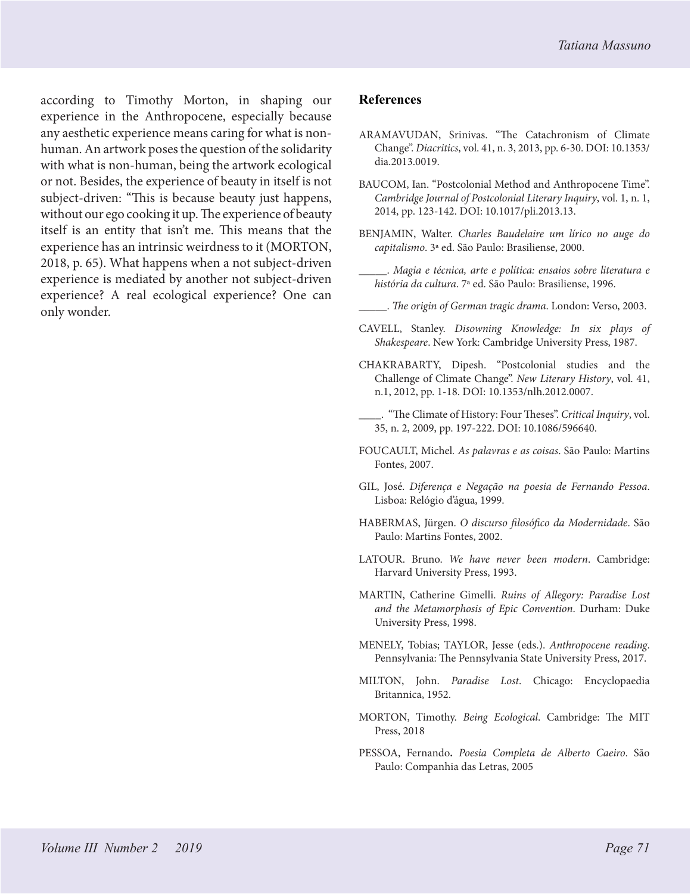according to Timothy Morton, in shaping our experience in the Anthropocene, especially because any aesthetic experience means caring for what is non-human. An artwork poses the question of the solidarity with what is non-human, being the artwork ecological or not. Besides, the experience of beauty in itself is not subject-driven: "This is because beauty just happens, without our ego cooking it up. The experience of beauty itself is an entity that isn't me. This means that the experience has an intrinsic weirdness to it (MORTON, 2018, p. 65). What happens when a not subject-driven experience is mediated by another not subject-driven experience? A real ecological experience? One can only wonder.

## References

ARAMAVUDAN, Srinivas. "The Catachronism of Climate Change". *Diacritics*, vol. 41, n. 3, 2013, pp. 6-30. DOI: 10.1353/dia.2013.0019.

BAUCOM, Ian. "Postcolonial Method and Anthropocene Time". *Cambridge Journal of Postcolonial Literary Inquiry*, vol. 1, n. 1, 2014, pp. 123-142. DOI: 10.1017/pli.2013.13.

BENJAMIN, Walter. *Charles Baudelaire um lírico no auge do capitalismo*. 3ª ed. São Paulo: Brasiliense, 2000.

_____. *Magia e técnica, arte e política: ensaios sobre literatura e história da cultura*. 7ª ed. São Paulo: Brasiliense, 1996.

_____. *The origin of German tragic drama*. London: Verso, 2003.

CAVELL, Stanley. *Disowning Knowledge: In six plays of Shakespeare*. New York: Cambridge University Press, 1987.

CHAKRABARTY, Dipesh. "Postcolonial studies and the Challenge of Climate Change". *New Literary History*, vol. 41, n.1, 2012, pp. 1-18. DOI: 10.1353/nlh.2012.0007.

____. "The Climate of History: Four Theses". *Critical Inquiry*, vol. 35, n. 2, 2009, pp. 197-222. DOI: 10.1086/596640.

FOUCAULT, Michel. *As palavras e as coisas*. São Paulo: Martins Fontes, 2007.

GIL, José. *Diferença e Negação na poesia de Fernando Pessoa*. Lisboa: Relógio d'água, 1999.

HABERMAS, Jürgen. *O discurso filosófico da Modernidade*. São Paulo: Martins Fontes, 2002.

LATOUR. Bruno. *We have never been modern*. Cambridge: Harvard University Press, 1993.

MARTIN, Catherine Gimelli. *Ruins of Allegory: Paradise Lost and the Metamorphosis of Epic Convention*. Durham: Duke University Press, 1998.

MENELY, Tobias; TAYLOR, Jesse (eds.). *Anthropocene reading*. Pennsylvania: The Pennsylvania State University Press, 2017.

MILTON, John. *Paradise Lost*. Chicago: Encyclopaedia Britannica, 1952.

MORTON, Timothy. *Being Ecological*. Cambridge: The MIT Press, 2018

PESSOA, Fernando**.** *Poesia Completa de Alberto Caeiro*. São Paulo: Companhia das Letras, 2005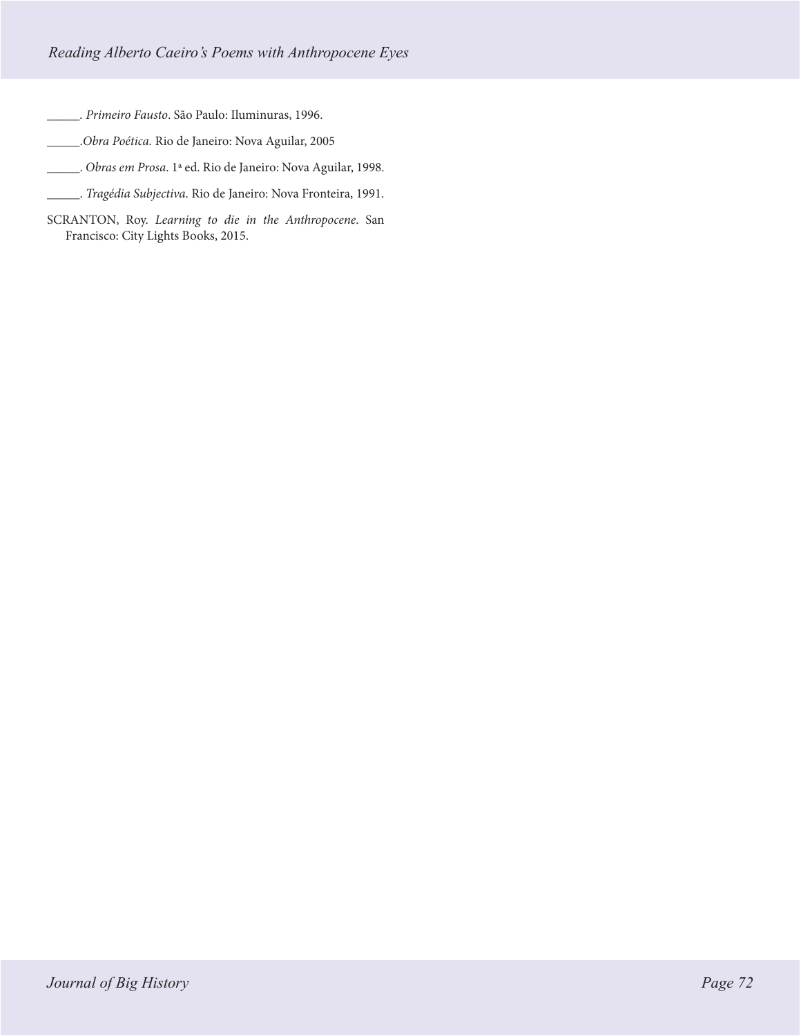_____. *Primeiro Fausto*. São Paulo: Iluminuras, 1996.

_____.*Obra Poética.* Rio de Janeiro: Nova Aguilar, 2005

_____. *Obras em Prosa*. 1ª ed. Rio de Janeiro: Nova Aguilar, 1998.

_____. *Tragédia Subjectiva*. Rio de Janeiro: Nova Fronteira, 1991.

SCRANTON, Roy. *Learning to die in the Anthropocene*. San Francisco: City Lights Books, 2015.